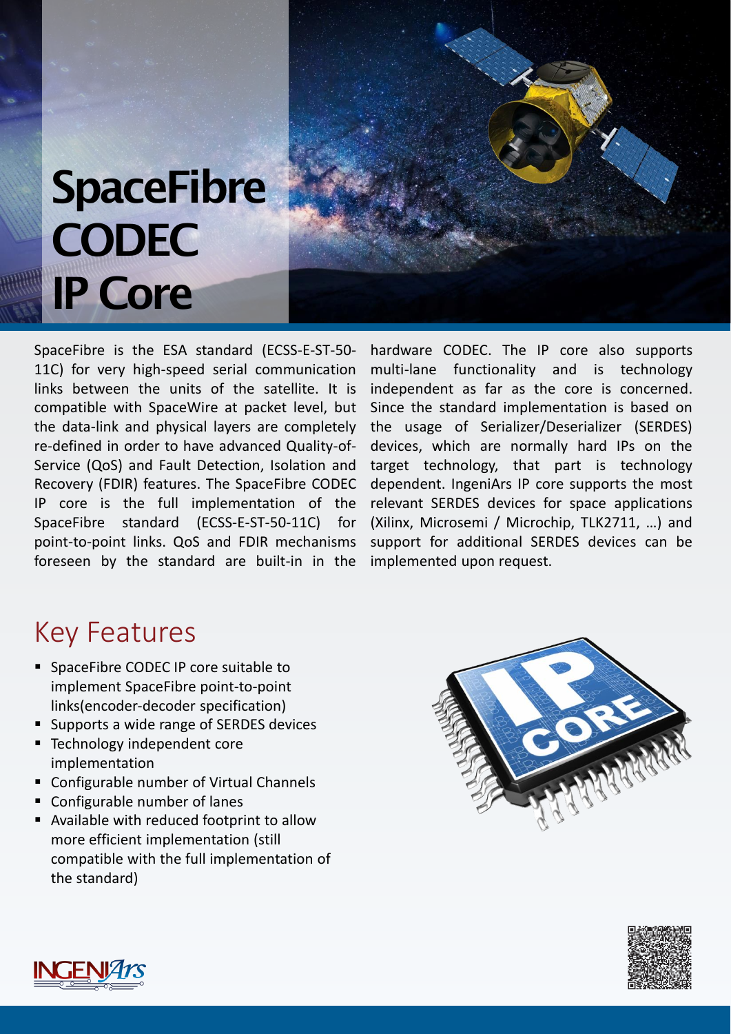# SpaceFibre CODEC IP Core

SpaceFibre is the ESA standard (ECSS-E-ST-50-11C) for very high-speed serial communication links between the units of the satellite. It is compatible with SpaceWire at packet level, but the data-link and physical layers are completely re-defined in order to have advanced Quality-of-Service (QoS) and Fault Detection, Isolation and Recovery (FDIR) features. The SpaceFibre CODEC IP core is the full implementation of the SpaceFibre standard (ECSS-E-ST-50-11C) for point-to-point links. QoS and FDIR mechanisms foreseen by the standard are built-in in the hardware CODEC. The IP core also supports multi-lane functionality and is technology independent as far as the core is concerned. Since the standard implementation is based on the usage of Serializer/Deserializer (SERDES) devices, which are normally hard IPs on the target technology, that part is technology dependent. IngeniArs IP core supports the most relevant SERDES devices for space applications (Xilinx, Microsemi / Microchip, TLK2711, …) and support for additional SERDES devices can be implemented upon request.

## Key Features

- SpaceFibre CODEC IP core suitable to implement SpaceFibre point-to-point links(encoder-decoder specification)
- Supports a wide range of SERDES devices
- Technology independent core implementation
- Configurable number of Virtual Channels
- Configurable number of lanes
- Available with reduced footprint to allow more efficient implementation (still compatible with the full implementation of the standard)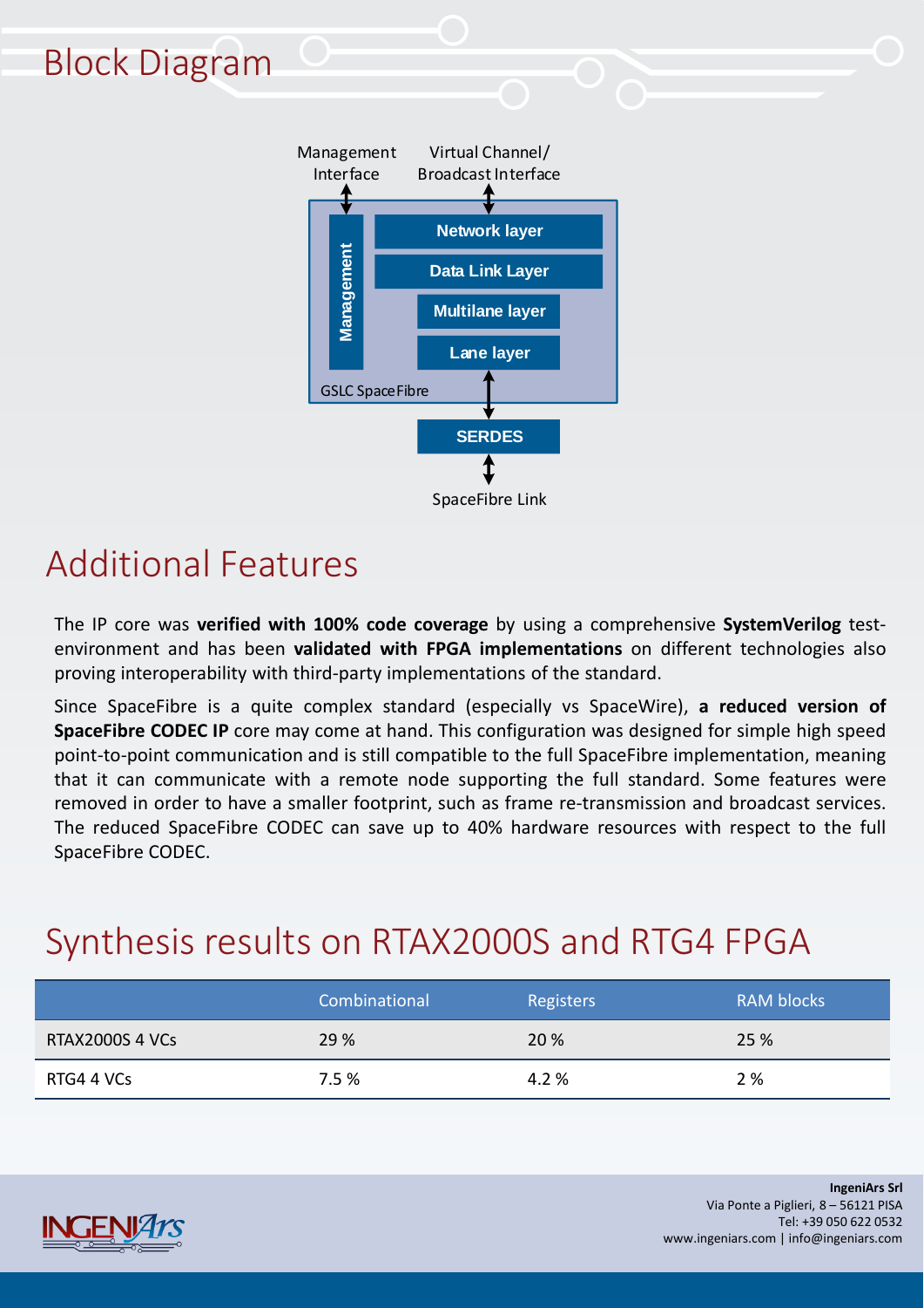## Block Diagram

Management Interface

Virtual Channel/ Broadcast Interface

Management

Network layer

Data Link Layer

Multilane layer

Lane layer

GSLC SpaceFibre

SERDES

SpaceFibre Link

## Additional Features

The IP core was **verified with 100% code coverage** by using a comprehensive **SystemVerilog** test-environment and has been **validated with FPGA implementations** on different technologies also proving interoperability with third-party implementations of the standard.

Since SpaceFibre is a quite complex standard (especially vs SpaceWire), **a reduced version of SpaceFibre CODEC IP** core may come at hand. This configuration was designed for simple high speed point-to-point communication and is still compatible to the full SpaceFibre implementation, meaning that it can communicate with a remote node supporting the full standard. Some features were removed in order to have a smaller footprint, such as frame re-transmission and broadcast services. The reduced SpaceFibre CODEC can save up to 40% hardware resources with respect to the full SpaceFibre CODEC.

## Synthesis results on RTAX2000S and RTG4 FPGA

| | Combinational | Registers | RAM blocks |
|---|---|---|---|
| RTAX2000S 4 VCs | 29 % | 20 % | 25 % |
| RTG4 4 VCs | 7.5 % | 4.2 % | 2 % |

**IngeniArs Srl**
Via Ponte a Piglieri, 8 – 56121 PISA
Tel: +39 050 622 0532
www.ingeniars.com | info@ingeniars.com